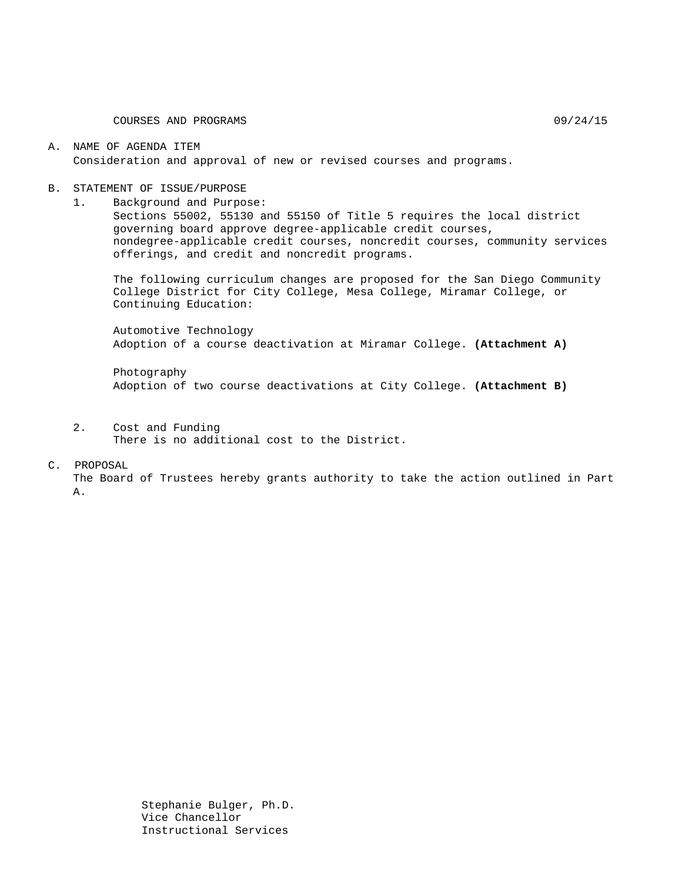COURSES AND PROGRAMS 09/24/15

A. NAME OF AGENDA ITEM
   Consideration and approval of new or revised courses and programs.

B. STATEMENT OF ISSUE/PURPOSE
   1. Background and Purpose:
      Sections 55002, 55130 and 55150 of Title 5 requires the local district governing board approve degree-applicable credit courses, nondegree-applicable credit courses, noncredit courses, community services offerings, and credit and noncredit programs.

      The following curriculum changes are proposed for the San Diego Community College District for City College, Mesa College, Miramar College, or Continuing Education:

      Automotive Technology
      Adoption of a course deactivation at Miramar College. **(Attachment A)**

      Photography
      Adoption of two course deactivations at City College. **(Attachment B)**

   2. Cost and Funding
      There is no additional cost to the District.

C. PROPOSAL
   The Board of Trustees hereby grants authority to take the action outlined in Part A.

Stephanie Bulger, Ph.D.
Vice Chancellor
Instructional Services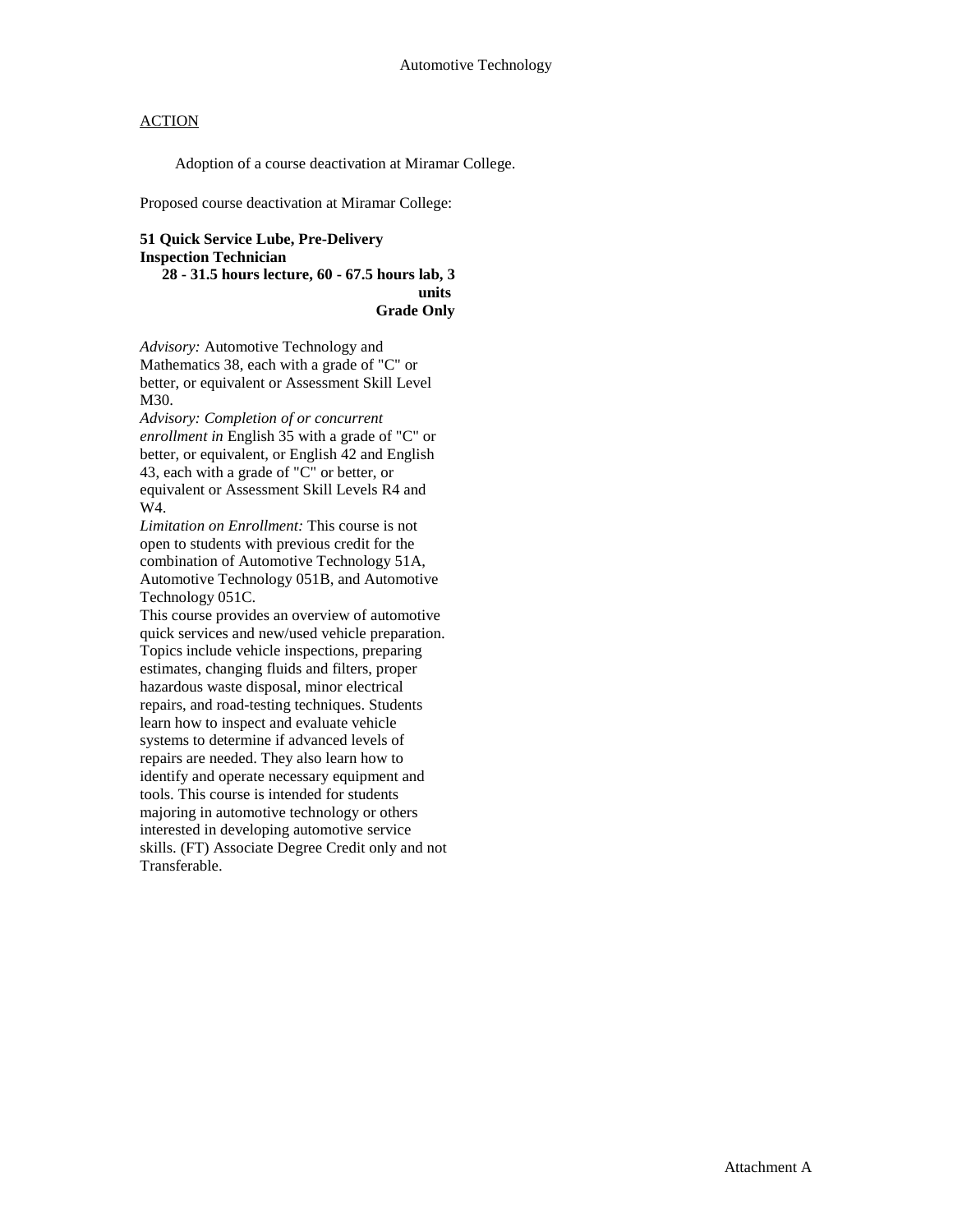Automotive Technology

<u>ACTION</u>

Adoption of a course deactivation at Miramar College.

Proposed course deactivation at Miramar College:

**51 Quick Service Lube, Pre-Delivery Inspection Technician**
**28 - 31.5 hours lecture, 60 - 67.5 hours lab, 3 units**
**Grade Only**

*Advisory:* Automotive Technology and Mathematics 38, each with a grade of "C" or better, or equivalent or Assessment Skill Level M30.
*Advisory: Completion of or concurrent enrollment in* English 35 with a grade of "C" or better, or equivalent, or English 42 and English 43, each with a grade of "C" or better, or equivalent or Assessment Skill Levels R4 and W4.
*Limitation on Enrollment:* This course is not open to students with previous credit for the combination of Automotive Technology 51A, Automotive Technology 051B, and Automotive Technology 051C.
This course provides an overview of automotive quick services and new/used vehicle preparation. Topics include vehicle inspections, preparing estimates, changing fluids and filters, proper hazardous waste disposal, minor electrical repairs, and road-testing techniques. Students learn how to inspect and evaluate vehicle systems to determine if advanced levels of repairs are needed. They also learn how to identify and operate necessary equipment and tools. This course is intended for students majoring in automotive technology or others interested in developing automotive service skills. (FT) Associate Degree Credit only and not Transferable.

Attachment A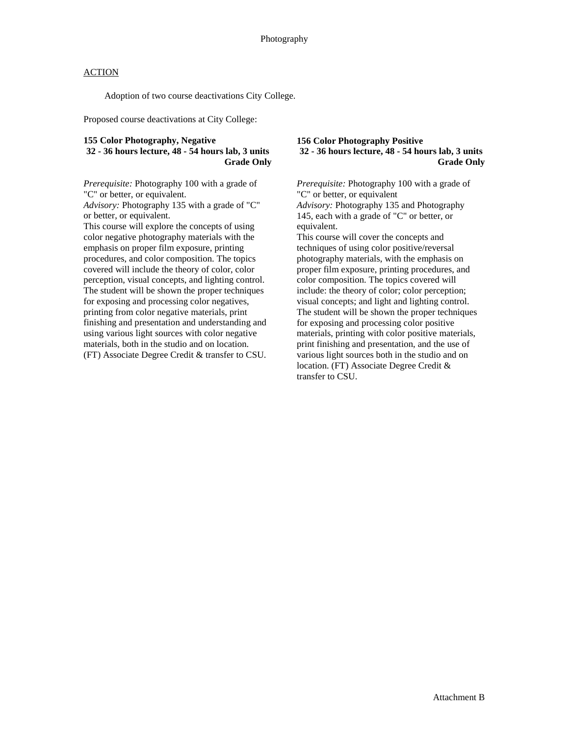Photography

ACTION

Adoption of two course deactivations City College.

Proposed course deactivations at City College:

**155 Color Photography, Negative**
**32 - 36 hours lecture, 48 - 54 hours lab, 3 units**
**Grade Only**

*Prerequisite:* Photography 100 with a grade of "C" or better, or equivalent.
*Advisory:* Photography 135 with a grade of "C" or better, or equivalent.
This course will explore the concepts of using color negative photography materials with the emphasis on proper film exposure, printing procedures, and color composition. The topics covered will include the theory of color, color perception, visual concepts, and lighting control. The student will be shown the proper techniques for exposing and processing color negatives, printing from color negative materials, print finishing and presentation and understanding and using various light sources with color negative materials, both in the studio and on location. (FT) Associate Degree Credit & transfer to CSU.

**156 Color Photography Positive**
**32 - 36 hours lecture, 48 - 54 hours lab, 3 units**
**Grade Only**

*Prerequisite:* Photography 100 with a grade of "C" or better, or equivalent
*Advisory:* Photography 135 and Photography 145, each with a grade of "C" or better, or equivalent.
This course will cover the concepts and techniques of using color positive/reversal photography materials, with the emphasis on proper film exposure, printing procedures, and color composition. The topics covered will include: the theory of color; color perception; visual concepts; and light and lighting control. The student will be shown the proper techniques for exposing and processing color positive materials, printing with color positive materials, print finishing and presentation, and the use of various light sources both in the studio and on location. (FT) Associate Degree Credit & transfer to CSU.

Attachment B